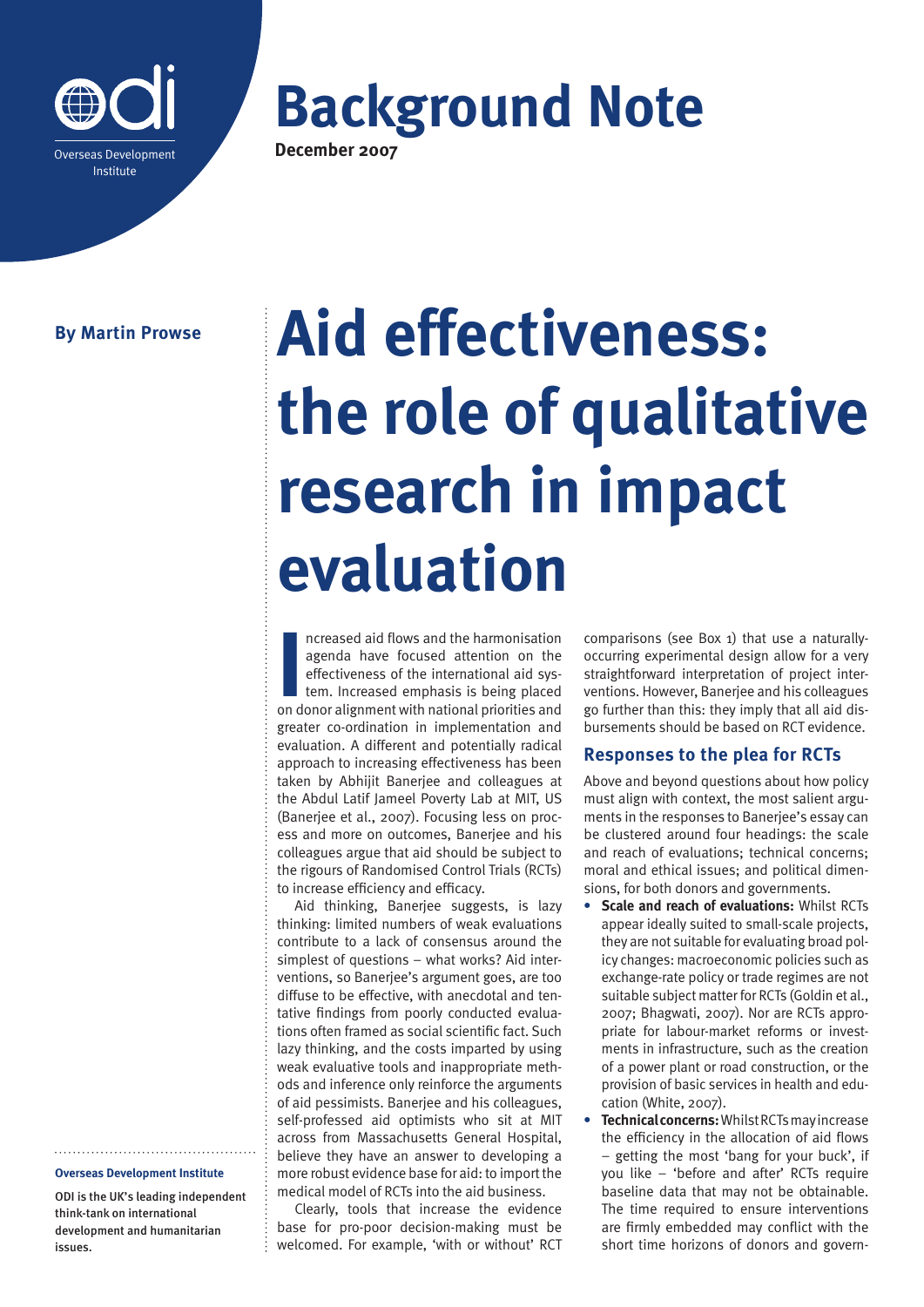# Background Note

**December 2007**

**By Martin Prowse**

# Aid effectiveness: the role of qualitative research in impact evaluation

Increased aid flows and the harmonisation agenda have focused attention on the effectiveness of the international aid system. Increased emphasis is being placed on donor alignment with national priorities and greater co-ordination in implementation and evaluation. A different and potentially radical approach to increasing effectiveness has been taken by Abhijit Banerjee and colleagues at the Abdul Latif Jameel Poverty Lab at MIT, US (Banerjee et al., 2007). Focusing less on process and more on outcomes, Banerjee and his colleagues argue that aid should be subject to the rigours of Randomised Control Trials (RCTs) to increase efficiency and efficacy.

Aid thinking, Banerjee suggests, is lazy thinking: limited numbers of weak evaluations contribute to a lack of consensus around the simplest of questions – what works? Aid interventions, so Banerjee's argument goes, are too diffuse to be effective, with anecdotal and tentative findings from poorly conducted evaluations often framed as social scientific fact. Such lazy thinking, and the costs imparted by using weak evaluative tools and inappropriate methods and inference only reinforce the arguments of aid pessimists. Banerjee and his colleagues, self-professed aid optimists who sit at MIT across from Massachusetts General Hospital, believe they have an answer to developing a more robust evidence base for aid: to import the medical model of RCTs into the aid business.

Clearly, tools that increase the evidence base for pro-poor decision-making must be welcomed. For example, 'with or without' RCT comparisons (see Box 1) that use a naturally-occurring experimental design allow for a very straightforward interpretation of project interventions. However, Banerjee and his colleagues go further than this: they imply that all aid disbursements should be based on RCT evidence.

## Responses to the plea for RCTs

Above and beyond questions about how policy must align with context, the most salient arguments in the responses to Banerjee's essay can be clustered around four headings: the scale and reach of evaluations; technical concerns; moral and ethical issues; and political dimensions, for both donors and governments.

- **Scale and reach of evaluations:** Whilst RCTs appear ideally suited to small-scale projects, they are not suitable for evaluating broad policy changes: macroeconomic policies such as exchange-rate policy or trade regimes are not suitable subject matter for RCTs (Goldin et al., 2007; Bhagwati, 2007). Nor are RCTs appropriate for labour-market reforms or investments in infrastructure, such as the creation of a power plant or road construction, or the provision of basic services in health and education (White, 2007).
- **Technical concerns:** Whilst RCTs may increase the efficiency in the allocation of aid flows – getting the most 'bang for your buck', if you like – 'before and after' RCTs require baseline data that may not be obtainable. The time required to ensure interventions are firmly embedded may conflict with the short time horizons of donors and govern-

---

**Overseas Development Institute**

ODI is the UK's leading independent think-tank on international development and humanitarian issues.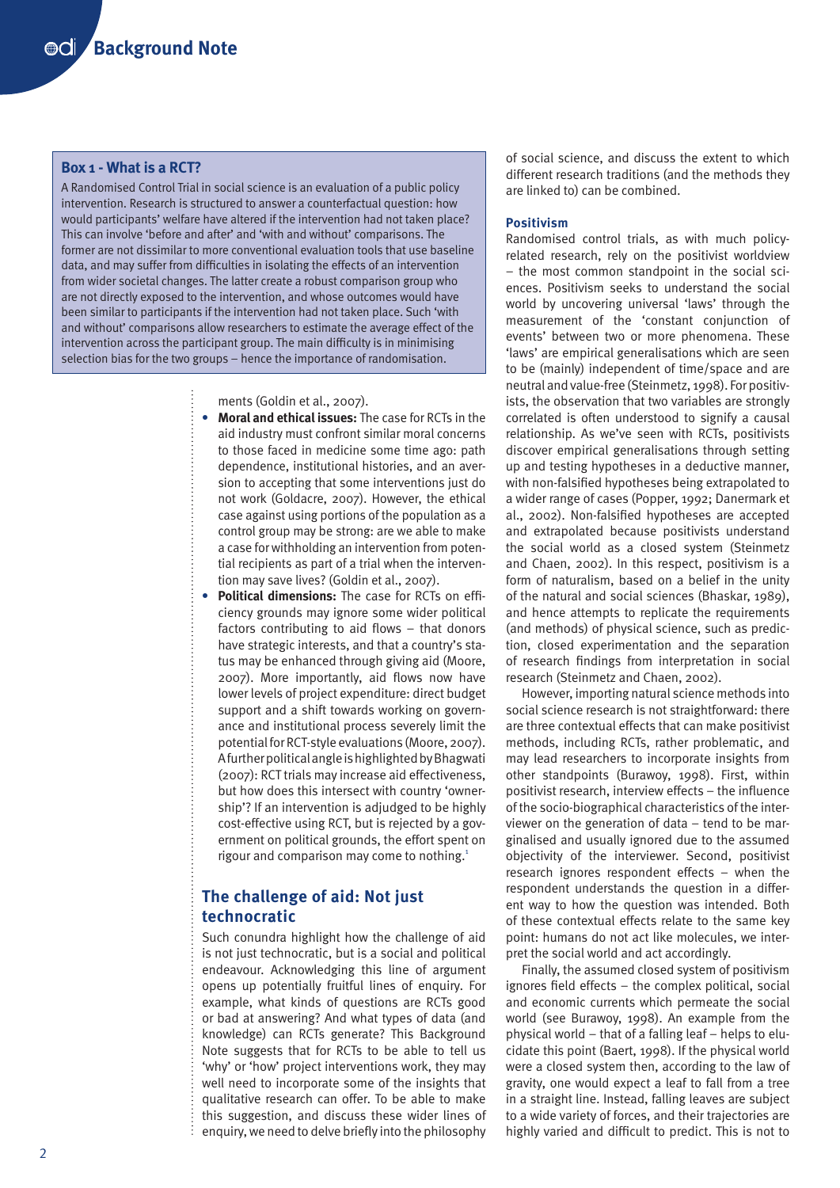### Box 1 - What is a RCT?

A Randomised Control Trial in social science is an evaluation of a public policy intervention. Research is structured to answer a counterfactual question: how would participants' welfare have altered if the intervention had not taken place? This can involve 'before and after' and 'with and without' comparisons. The former are not dissimilar to more conventional evaluation tools that use baseline data, and may suffer from difficulties in isolating the effects of an intervention from wider societal changes. The latter create a robust comparison group who are not directly exposed to the intervention, and whose outcomes would have been similar to participants if the intervention had not taken place. Such 'with and without' comparisons allow researchers to estimate the average effect of the intervention across the participant group. The main difficulty is in minimising selection bias for the two groups – hence the importance of randomisation.

ments (Goldin et al., 2007).

- **Moral and ethical issues:** The case for RCTs in the aid industry must confront similar moral concerns to those faced in medicine some time ago: path dependence, institutional histories, and an aversion to accepting that some interventions just do not work (Goldacre, 2007). However, the ethical case against using portions of the population as a control group may be strong: are we able to make a case for withholding an intervention from potential recipients as part of a trial when the intervention may save lives? (Goldin et al., 2007).
- **Political dimensions:** The case for RCTs on efficiency grounds may ignore some wider political factors contributing to aid flows – that donors have strategic interests, and that a country's status may be enhanced through giving aid (Moore, 2007). More importantly, aid flows now have lower levels of project expenditure: direct budget support and a shift towards working on governance and institutional process severely limit the potential for RCT-style evaluations (Moore, 2007). A further political angle is highlighted by Bhagwati (2007): RCT trials may increase aid effectiveness, but how does this intersect with country 'ownership'? If an intervention is adjudged to be highly cost-effective using RCT, but is rejected by a government on political grounds, the effort spent on rigour and comparison may come to nothing.[1]

## The challenge of aid: Not just technocratic

Such conundra highlight how the challenge of aid is not just technocratic, but is a social and political endeavour. Acknowledging this line of argument opens up potentially fruitful lines of enquiry. For example, what kinds of questions are RCTs good or bad at answering? And what types of data (and knowledge) can RCTs generate? This Background Note suggests that for RCTs to be able to tell us 'why' or 'how' project interventions work, they may well need to incorporate some of the insights that qualitative research can offer. To be able to make this suggestion, and discuss these wider lines of enquiry, we need to delve briefly into the philosophy of social science, and discuss the extent to which different research traditions (and the methods they are linked to) can be combined.

### Positivism

Randomised control trials, as with much policy-related research, rely on the positivist worldview – the most common standpoint in the social sciences. Positivism seeks to understand the social world by uncovering universal 'laws' through the measurement of the 'constant conjunction of events' between two or more phenomena. These 'laws' are empirical generalisations which are seen to be (mainly) independent of time/space and are neutral and value-free (Steinmetz, 1998). For positivists, the observation that two variables are strongly correlated is often understood to signify a causal relationship. As we've seen with RCTs, positivists discover empirical generalisations through setting up and testing hypotheses in a deductive manner, with non-falsified hypotheses being extrapolated to a wider range of cases (Popper, 1992; Danermark et al., 2002). Non-falsified hypotheses are accepted and extrapolated because positivists understand the social world as a closed system (Steinmetz and Chaen, 2002). In this respect, positivism is a form of naturalism, based on a belief in the unity of the natural and social sciences (Bhaskar, 1989), and hence attempts to replicate the requirements (and methods) of physical science, such as prediction, closed experimentation and the separation of research findings from interpretation in social research (Steinmetz and Chaen, 2002).

However, importing natural science methods into social science research is not straightforward: there are three contextual effects that can make positivist methods, including RCTs, rather problematic, and may lead researchers to incorporate insights from other standpoints (Burawoy, 1998). First, within positivist research, interview effects – the influence of the socio-biographical characteristics of the interviewer on the generation of data – tend to be marginalised and usually ignored due to the assumed objectivity of the interviewer. Second, positivist research ignores respondent effects – when the respondent understands the question in a different way to how the question was intended. Both of these contextual effects relate to the same key point: humans do not act like molecules, we interpret the social world and act accordingly.

Finally, the assumed closed system of positivism ignores field effects – the complex political, social and economic currents which permeate the social world (see Burawoy, 1998). An example from the physical world – that of a falling leaf – helps to elucidate this point (Baert, 1998). If the physical world were a closed system then, according to the law of gravity, one would expect a leaf to fall from a tree in a straight line. Instead, falling leaves are subject to a wide variety of forces, and their trajectories are highly varied and difficult to predict. This is not to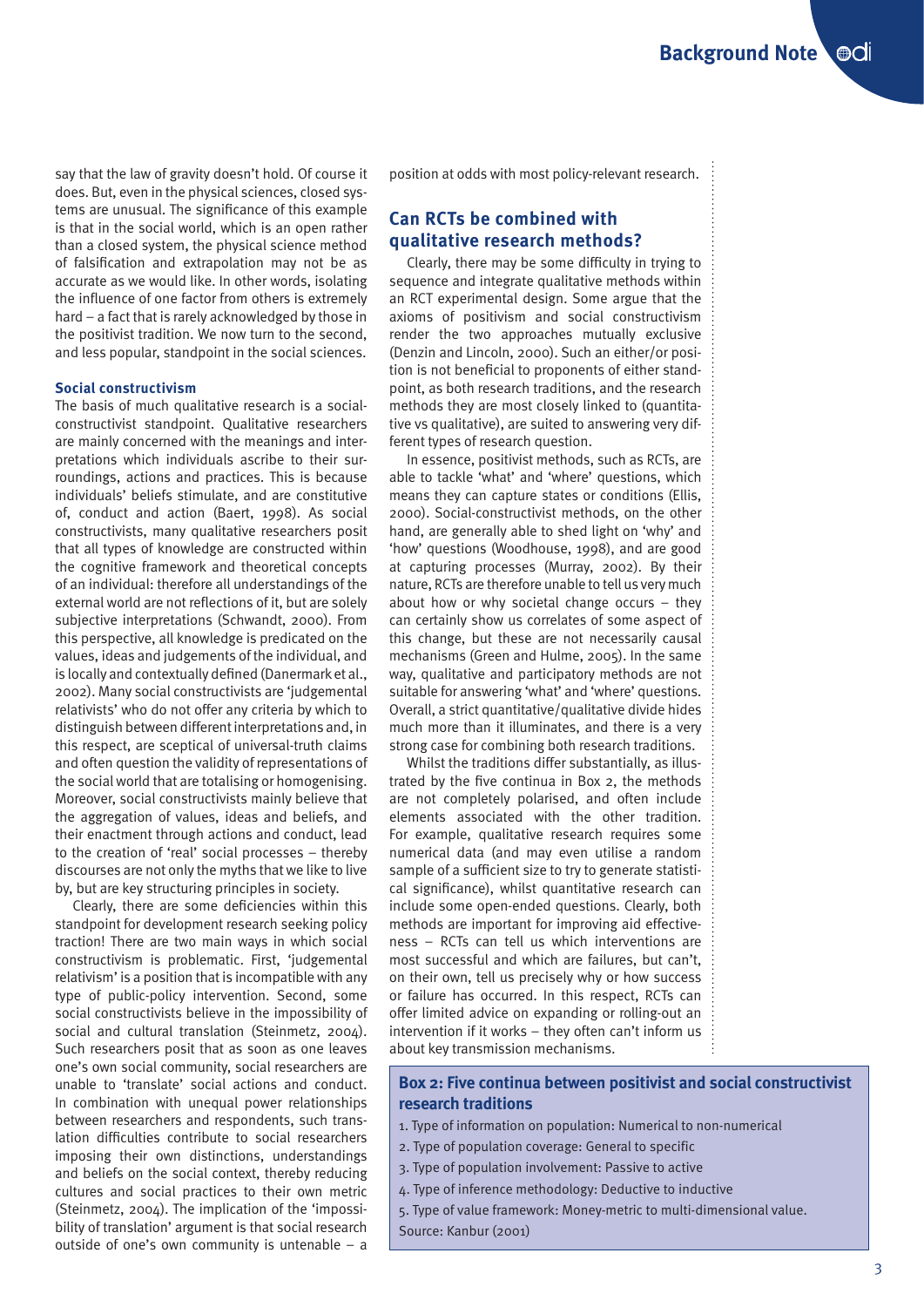say that the law of gravity doesn't hold. Of course it does. But, even in the physical sciences, closed systems are unusual. The significance of this example is that in the social world, which is an open rather than a closed system, the physical science method of falsification and extrapolation may not be as accurate as we would like. In other words, isolating the influence of one factor from others is extremely hard – a fact that is rarely acknowledged by those in the positivist tradition. We now turn to the second, and less popular, standpoint in the social sciences.

### Social constructivism

The basis of much qualitative research is a social-constructivist standpoint. Qualitative researchers are mainly concerned with the meanings and interpretations which individuals ascribe to their surroundings, actions and practices. This is because individuals' beliefs stimulate, and are constitutive of, conduct and action (Baert, 1998). As social constructivists, many qualitative researchers posit that all types of knowledge are constructed within the cognitive framework and theoretical concepts of an individual: therefore all understandings of the external world are not reflections of it, but are solely subjective interpretations (Schwandt, 2000). From this perspective, all knowledge is predicated on the values, ideas and judgements of the individual, and is locally and contextually defined (Danermark et al., 2002). Many social constructivists are 'judgemental relativists' who do not offer any criteria by which to distinguish between different interpretations and, in this respect, are sceptical of universal-truth claims and often question the validity of representations of the social world that are totalising or homogenising. Moreover, social constructivists mainly believe that the aggregation of values, ideas and beliefs, and their enactment through actions and conduct, lead to the creation of 'real' social processes – thereby discourses are not only the myths that we like to live by, but are key structuring principles in society.

Clearly, there are some deficiencies within this standpoint for development research seeking policy traction! There are two main ways in which social constructivism is problematic. First, 'judgemental relativism' is a position that is incompatible with any type of public-policy intervention. Second, some social constructivists believe in the impossibility of social and cultural translation (Steinmetz, 2004). Such researchers posit that as soon as one leaves one's own social community, social researchers are unable to 'translate' social actions and conduct. In combination with unequal power relationships between researchers and respondents, such translation difficulties contribute to social researchers imposing their own distinctions, understandings and beliefs on the social context, thereby reducing cultures and social practices to their own metric (Steinmetz, 2004). The implication of the 'impossibility of translation' argument is that social research outside of one's own community is untenable – a position at odds with most policy-relevant research.

## Can RCTs be combined with qualitative research methods?

Clearly, there may be some difficulty in trying to sequence and integrate qualitative methods within an RCT experimental design. Some argue that the axioms of positivism and social constructivism render the two approaches mutually exclusive (Denzin and Lincoln, 2000). Such an either/or position is not beneficial to proponents of either standpoint, as both research traditions, and the research methods they are most closely linked to (quantitative vs qualitative), are suited to answering very different types of research question.

In essence, positivist methods, such as RCTs, are able to tackle 'what' and 'where' questions, which means they can capture states or conditions (Ellis, 2000). Social-constructivist methods, on the other hand, are generally able to shed light on 'why' and 'how' questions (Woodhouse, 1998), and are good at capturing processes (Murray, 2002). By their nature, RCTs are therefore unable to tell us very much about how or why societal change occurs – they can certainly show us correlates of some aspect of this change, but these are not necessarily causal mechanisms (Green and Hulme, 2005). In the same way, qualitative and participatory methods are not suitable for answering 'what' and 'where' questions. Overall, a strict quantitative/qualitative divide hides much more than it illuminates, and there is a very strong case for combining both research traditions.

Whilst the traditions differ substantially, as illustrated by the five continua in Box 2, the methods are not completely polarised, and often include elements associated with the other tradition. For example, qualitative research requires some numerical data (and may even utilise a random sample of a sufficient size to try to generate statistical significance), whilst quantitative research can include some open-ended questions. Clearly, both methods are important for improving aid effectiveness – RCTs can tell us which interventions are most successful and which are failures, but can't, on their own, tell us precisely why or how success or failure has occurred. In this respect, RCTs can offer limited advice on expanding or rolling-out an intervention if it works – they often can't inform us about key transmission mechanisms.

### Box 2: Five continua between positivist and social constructivist research traditions

1. Type of information on population: Numerical to non-numerical
2. Type of population coverage: General to specific
3. Type of population involvement: Passive to active
4. Type of inference methodology: Deductive to inductive
5. Type of value framework: Money-metric to multi-dimensional value.

Source: Kanbur (2001)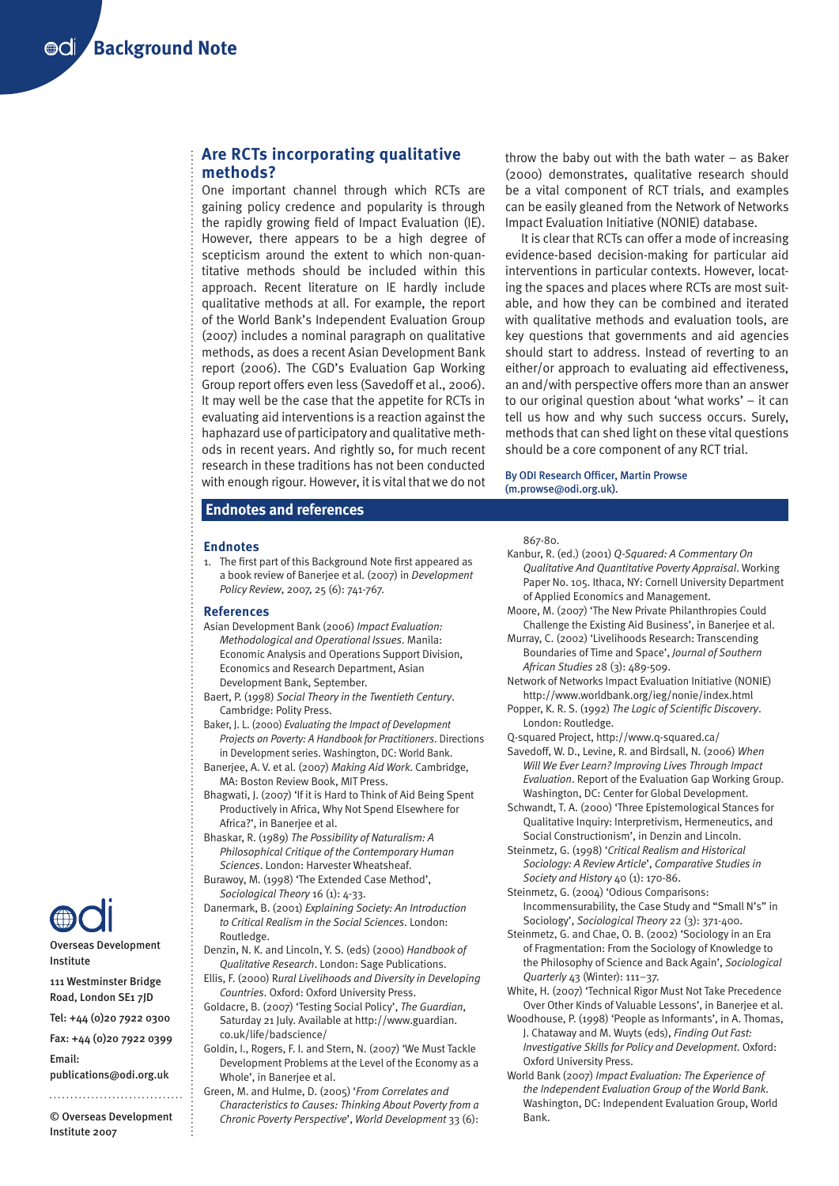## Are RCTs incorporating qualitative methods?

One important channel through which RCTs are gaining policy credence and popularity is through the rapidly growing field of Impact Evaluation (IE). However, there appears to be a high degree of scepticism around the extent to which non-quantitative methods should be included within this approach. Recent literature on IE hardly include qualitative methods at all. For example, the report of the World Bank's Independent Evaluation Group (2007) includes a nominal paragraph on qualitative methods, as does a recent Asian Development Bank report (2006). The CGD's Evaluation Gap Working Group report offers even less (Savedoff et al., 2006). It may well be the case that the appetite for RCTs in evaluating aid interventions is a reaction against the haphazard use of participatory and qualitative methods in recent years. And rightly so, for much recent research in these traditions has not been conducted with enough rigour. However, it is vital that we do not throw the baby out with the bath water – as Baker (2000) demonstrates, qualitative research should be a vital component of RCT trials, and examples can be easily gleaned from the Network of Networks Impact Evaluation Initiative (NONIE) database.

It is clear that RCTs can offer a mode of increasing evidence-based decision-making for particular aid interventions in particular contexts. However, locating the spaces and places where RCTs are most suitable, and how they can be combined and iterated with qualitative methods and evaluation tools, are key questions that governments and aid agencies should start to address. Instead of reverting to an either/or approach to evaluating aid effectiveness, an and/with perspective offers more than an answer to our original question about 'what works' – it can tell us how and why such success occurs. Surely, methods that can shed light on these vital questions should be a core component of any RCT trial.

By ODI Research Officer, Martin Prowse (m.prowse@odi.org.uk).

## Endnotes and references

### Endnotes

1. The first part of this Background Note first appeared as a book review of Banerjee et al. (2007) in *Development Policy Review*, 2007, 25 (6): 741-767.

### References

Asian Development Bank (2006) *Impact Evaluation: Methodological and Operational Issues*. Manila: Economic Analysis and Operations Support Division, Economics and Research Department, Asian Development Bank, September.

Baert, P. (1998) *Social Theory in the Twentieth Century*. Cambridge: Polity Press.

Baker, J. L. (2000) *Evaluating the Impact of Development Projects on Poverty: A Handbook for Practitioners*. Directions in Development series. Washington, DC: World Bank.

Banerjee, A. V. et al. (2007) *Making Aid Work*. Cambridge, MA: Boston Review Book, MIT Press.

Bhagwati, J. (2007) 'If it is Hard to Think of Aid Being Spent Productively in Africa, Why Not Spend Elsewhere for Africa?', in Banerjee et al.

Bhaskar, R. (1989) *The Possibility of Naturalism: A Philosophical Critique of the Contemporary Human Sciences*. London: Harvester Wheatsheaf.

Burawoy, M. (1998) 'The Extended Case Method', *Sociological Theory* 16 (1): 4-33.

Danermark, B. (2001) *Explaining Society: An Introduction to Critical Realism in the Social Sciences*. London: Routledge.

Denzin, N. K. and Lincoln, Y. S. (eds) (2000) *Handbook of Qualitative Research*. London: Sage Publications.

Ellis, F. (2000) *Rural Livelihoods and Diversity in Developing Countries*. Oxford: Oxford University Press.

Goldacre, B. (2007) 'Testing Social Policy', *The Guardian*, Saturday 21 July. Available at http://www.guardian.co.uk/life/badscience/

Goldin, I., Rogers, F. I. and Stern, N. (2007) 'We Must Tackle Development Problems at the Level of the Economy as a Whole', in Banerjee et al.

Green, M. and Hulme, D. (2005) '*From Correlates and Characteristics to Causes: Thinking About Poverty from a Chronic Poverty Perspective*', *World Development* 33 (6): 867-80.

Kanbur, R. (ed.) (2001) *Q-Squared: A Commentary On Qualitative And Quantitative Poverty Appraisal*. Working Paper No. 105. Ithaca, NY: Cornell University Department of Applied Economics and Management.

Moore, M. (2007) 'The New Private Philanthropies Could Challenge the Existing Aid Business', in Banerjee et al.

Murray, C. (2002) 'Livelihoods Research: Transcending Boundaries of Time and Space', *Journal of Southern African Studies* 28 (3): 489-509.

Network of Networks Impact Evaluation Initiative (NONIE) http://www.worldbank.org/ieg/nonie/index.html

Popper, K. R. S. (1992) *The Logic of Scientific Discovery*. London: Routledge.

Q-squared Project, http://www.q-squared.ca/

Savedoff, W. D., Levine, R. and Birdsall, N. (2006) *When Will We Ever Learn? Improving Lives Through Impact Evaluation*. Report of the Evaluation Gap Working Group. Washington, DC: Center for Global Development.

Schwandt, T. A. (2000) 'Three Epistemological Stances for Qualitative Inquiry: Interpretivism, Hermeneutics, and Social Constructionism', in Denzin and Lincoln.

Steinmetz, G. (1998) '*Critical Realism and Historical Sociology: A Review Article*', *Comparative Studies in Society and History* 40 (1): 170-86.

Steinmetz, G. (2004) 'Odious Comparisons: Incommensurability, the Case Study and "Small N's" in Sociology', *Sociological Theory* 22 (3): 371-400.

Steinmetz, G. and Chae, O. B. (2002) 'Sociology in an Era of Fragmentation: From the Sociology of Knowledge to the Philosophy of Science and Back Again', *Sociological Quarterly* 43 (Winter): 111–37.

White, H. (2007) 'Technical Rigor Must Not Take Precedence Over Other Kinds of Valuable Lessons', in Banerjee et al.

Woodhouse, P. (1998) 'People as Informants', in A. Thomas, J. Chataway and M. Wuyts (eds), *Finding Out Fast: Investigative Skills for Policy and Development*. Oxford: Oxford University Press.

World Bank (2007) *Impact Evaluation: The Experience of the Independent Evaluation Group of the World Bank*. Washington, DC: Independent Evaluation Group, World Bank.

Overseas Development Institute

111 Westminster Bridge Road, London SE1 7JD

Tel: +44 (0)20 7922 0300

Fax: +44 (0)20 7922 0399

Email: publications@odi.org.uk

© Overseas Development Institute 2007